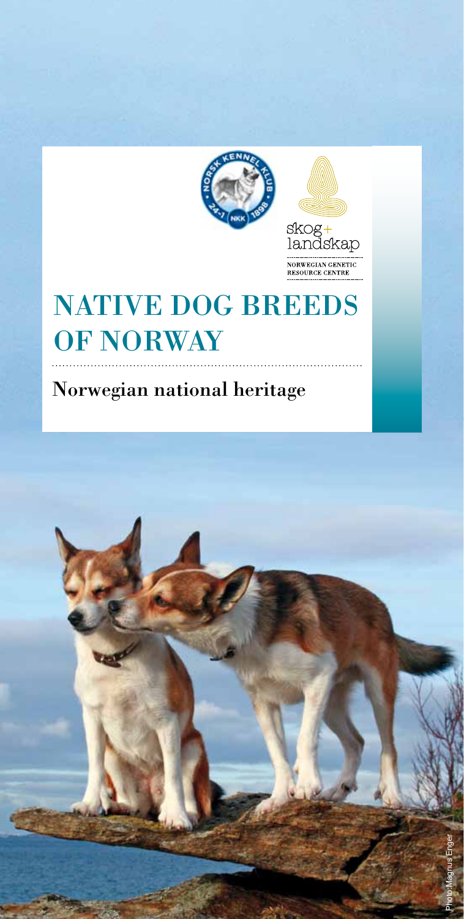skog+ landskap

NORWEGIAN GENETIC RESOURCE CENTRE

# NATIVE DOG BREEDS OF NORWAY

## Norwegian national heritage

Photo: Magnus Enger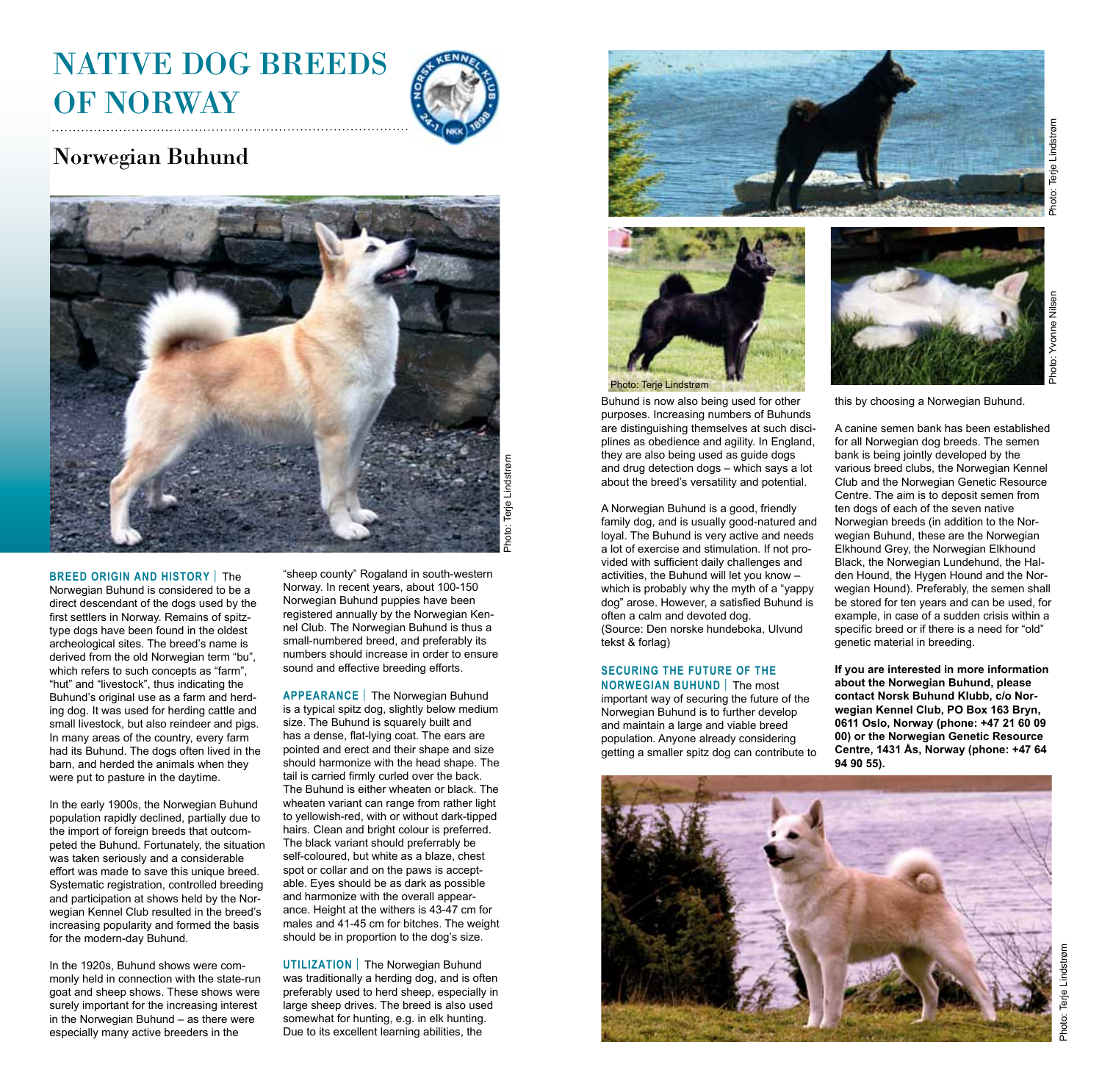# NATIVE DOG BREEDS OF NORWAY

## Norwegian Buhund

Photo: Terje Lindstrøm

**BREED ORIGIN AND HISTORY** | The Norwegian Buhund is considered to be a direct descendant of the dogs used by the first settlers in Norway. Remains of spitz-type dogs have been found in the oldest archeological sites. The breed's name is derived from the old Norwegian term "bu", which refers to such concepts as "farm", "hut" and "livestock", thus indicating the Buhund's original use as a farm and herding dog. It was used for herding cattle and small livestock, but also reindeer and pigs. In many areas of the country, every farm had its Buhund. The dogs often lived in the barn, and herded the animals when they were put to pasture in the daytime.

In the early 1900s, the Norwegian Buhund population rapidly declined, partially due to the import of foreign breeds that outcompeted the Buhund. Fortunately, the situation was taken seriously and a considerable effort was made to save this unique breed. Systematic registration, controlled breeding and participation at shows held by the Norwegian Kennel Club resulted in the breed's increasing popularity and formed the basis for the modern-day Buhund.

In the 1920s, Buhund shows were commonly held in connection with the state-run goat and sheep shows. These shows were surely important for the increasing interest in the Norwegian Buhund – as there were especially many active breeders in the "sheep county" Rogaland in south-western Norway. In recent years, about 100-150 Norwegian Buhund puppies have been registered annually by the Norwegian Kennel Club. The Norwegian Buhund is thus a small-numbered breed, and preferably its numbers should increase in order to ensure sound and effective breeding efforts.

**APPEARANCE** | The Norwegian Buhund is a typical spitz dog, slightly below medium size. The Buhund is squarely built and has a dense, flat-lying coat. The ears are pointed and erect and their shape and size should harmonize with the head shape. The tail is carried firmly curled over the back. The Buhund is either wheaten or black. The wheaten variant can range from rather light to yellowish-red, with or without dark-tipped hairs. Clean and bright colour is preferred. The black variant should preferrably be self-coloured, but white as a blaze, chest spot or collar and on the paws is acceptable. Eyes should be as dark as possible and harmonize with the overall appearance. Height at the withers is 43-47 cm for males and 41-45 cm for bitches. The weight should be in proportion to the dog's size.

**UTILIZATION** | The Norwegian Buhund was traditionally a herding dog, and is often preferably used to herd sheep, especially in large sheep drives. The breed is also used somewhat for hunting, e.g. in elk hunting. Due to its excellent learning abilities, the Buhund is now also being used for other purposes. Increasing numbers of Buhunds are distinguishing themselves at such disciplines as obedience and agility. In England, they are also being used as guide dogs and drug detection dogs – which says a lot about the breed's versatility and potential.

A Norwegian Buhund is a good, friendly family dog, and is usually good-natured and loyal. The Buhund is very active and needs a lot of exercise and stimulation. If not provided with sufficient daily challenges and activities, the Buhund will let you know – which is probably why the myth of a "yappy dog" arose. However, a satisfied Buhund is often a calm and devoted dog.
(Source: Den norske hundeboka, Ulvund tekst & forlag)

**SECURING THE FUTURE OF THE NORWEGIAN BUHUND** | The most important way of securing the future of the Norwegian Buhund is to further develop and maintain a large and viable breed population. Anyone already considering getting a smaller spitz dog can contribute to this by choosing a Norwegian Buhund.

A canine semen bank has been established for all Norwegian dog breeds. The semen bank is being jointly developed by the various breed clubs, the Norwegian Kennel Club and the Norwegian Genetic Resource Centre. The aim is to deposit semen from ten dogs of each of the seven native Norwegian breeds (in addition to the Norwegian Buhund, these are the Norwegian Elkhound Grey, the Norwegian Elkhound Black, the Norwegian Lundehund, the Halden Hound, the Hygen Hound and the Norwegian Hound). Preferably, the semen shall be stored for ten years and can be used, for example, in case of a sudden crisis within a specific breed or if there is a need for "old" genetic material in breeding.

**If you are interested in more information about the Norwegian Buhund, please contact Norsk Buhund Klubb, c/o Norwegian Kennel Club, PO Box 163 Bryn, 0611 Oslo, Norway (phone: +47 21 60 09 00) or the Norwegian Genetic Resource Centre, 1431 Ås, Norway (phone: +47 64 94 90 55).**

Photo: Terje Lindstrøm

Photo: Terje Lindstrøm

Photo: Yvonne Nilsen

Photo: Terje Lindstrøm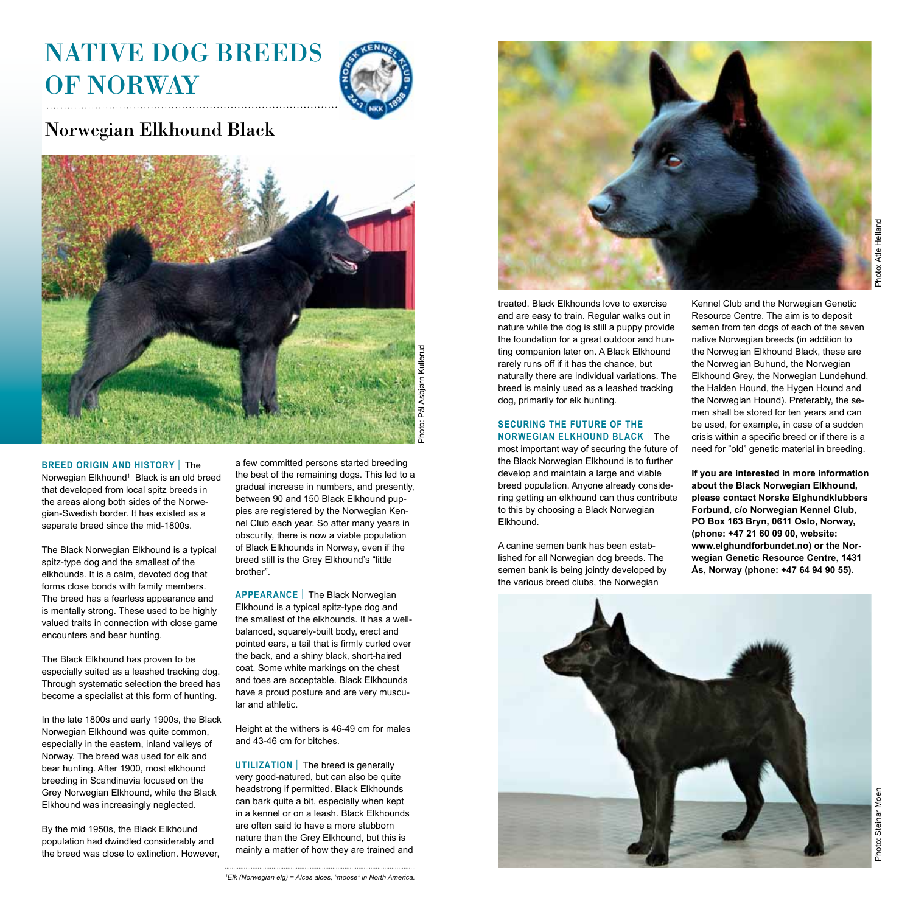# NATIVE DOG BREEDS OF NORWAY

## Norwegian Elkhound Black

Photo: Pål Asbjørn Kullerud

**BREED ORIGIN AND HISTORY** | The Norwegian Elkhound[1] Black is an old breed that developed from local spitz breeds in the areas along both sides of the Norwegian-Swedish border. It has existed as a separate breed since the mid-1800s.

The Black Norwegian Elkhound is a typical spitz-type dog and the smallest of the elkhounds. It is a calm, devoted dog that forms close bonds with family members. The breed has a fearless appearance and is mentally strong. These used to be highly valued traits in connection with close game encounters and bear hunting.

The Black Elkhound has proven to be especially suited as a leashed tracking dog. Through systematic selection the breed has become a specialist at this form of hunting.

In the late 1800s and early 1900s, the Black Norwegian Elkhound was quite common, especially in the eastern, inland valleys of Norway. The breed was used for elk and bear hunting. After 1900, most elkhound breeding in Scandinavia focused on the Grey Norwegian Elkhound, while the Black Elkhound was increasingly neglected.

By the mid 1950s, the Black Elkhound population had dwindled considerably and the breed was close to extinction. However, a few committed persons started breeding the best of the remaining dogs. This led to a gradual increase in numbers, and presently, between 90 and 150 Black Elkhound puppies are registered by the Norwegian Kennel Club each year. So after many years in obscurity, there is now a viable population of Black Elkhounds in Norway, even if the breed still is the Grey Elkhound's "little brother".

**APPEARANCE** | The Black Norwegian Elkhound is a typical spitz-type dog and the smallest of the elkhounds. It has a well-balanced, squarely-built body, erect and pointed ears, a tail that is firmly curled over the back, and a shiny black, short-haired coat. Some white markings on the chest and toes are acceptable. Black Elkhounds have a proud posture and are very muscular and athletic.

Height at the withers is 46-49 cm for males and 43-46 cm for bitches.

**UTILIZATION** | The breed is generally very good-natured, but can also be quite headstrong if permitted. Black Elkhounds can bark quite a bit, especially when kept in a kennel or on a leash. Black Elkhounds are often said to have a more stubborn nature than the Grey Elkhound, but this is mainly a matter of how they are trained and treated. Black Elkhounds love to exercise and are easy to train. Regular walks out in nature while the dog is still a puppy provide the foundation for a great outdoor and hunting companion later on. A Black Elkhound rarely runs off if it has the chance, but naturally there are individual variations. The breed is mainly used as a leashed tracking dog, primarily for elk hunting.

[1] *Elk (Norwegian elg) = Alces alces, "moose" in North America.*

Photo: Atle Helland

**SECURING THE FUTURE OF THE NORWEGIAN ELKHOUND BLACK** | The most important way of securing the future of the Black Norwegian Elkhound is to further develop and maintain a large and viable breed population. Anyone already considering getting an elkhound can thus contribute to this by choosing a Black Norwegian Elkhound.

A canine semen bank has been established for all Norwegian dog breeds. The semen bank is being jointly developed by the various breed clubs, the Norwegian Kennel Club and the Norwegian Genetic Resource Centre. The aim is to deposit semen from ten dogs of each of the seven native Norwegian breeds (in addition to the Norwegian Elkhound Black, these are the Norwegian Buhund, the Norwegian Elkhound Grey, the Norwegian Lundehund, the Halden Hound, the Hygen Hound and the Norwegian Hound). Preferably, the semen shall be stored for ten years and can be used, for example, in case of a sudden crisis within a specific breed or if there is a need for "old" genetic material in breeding.

**If you are interested in more information about the Black Norwegian Elkhound, please contact Norske Elghundklubbers Forbund, c/o Norwegian Kennel Club, PO Box 163 Bryn, 0611 Oslo, Norway, (phone: +47 21 60 09 00, website: www.elghundforbundet.no) or the Norwegian Genetic Resource Centre, 1431 Ås, Norway (phone: +47 64 94 90 55).**

Photo: Steinar Moen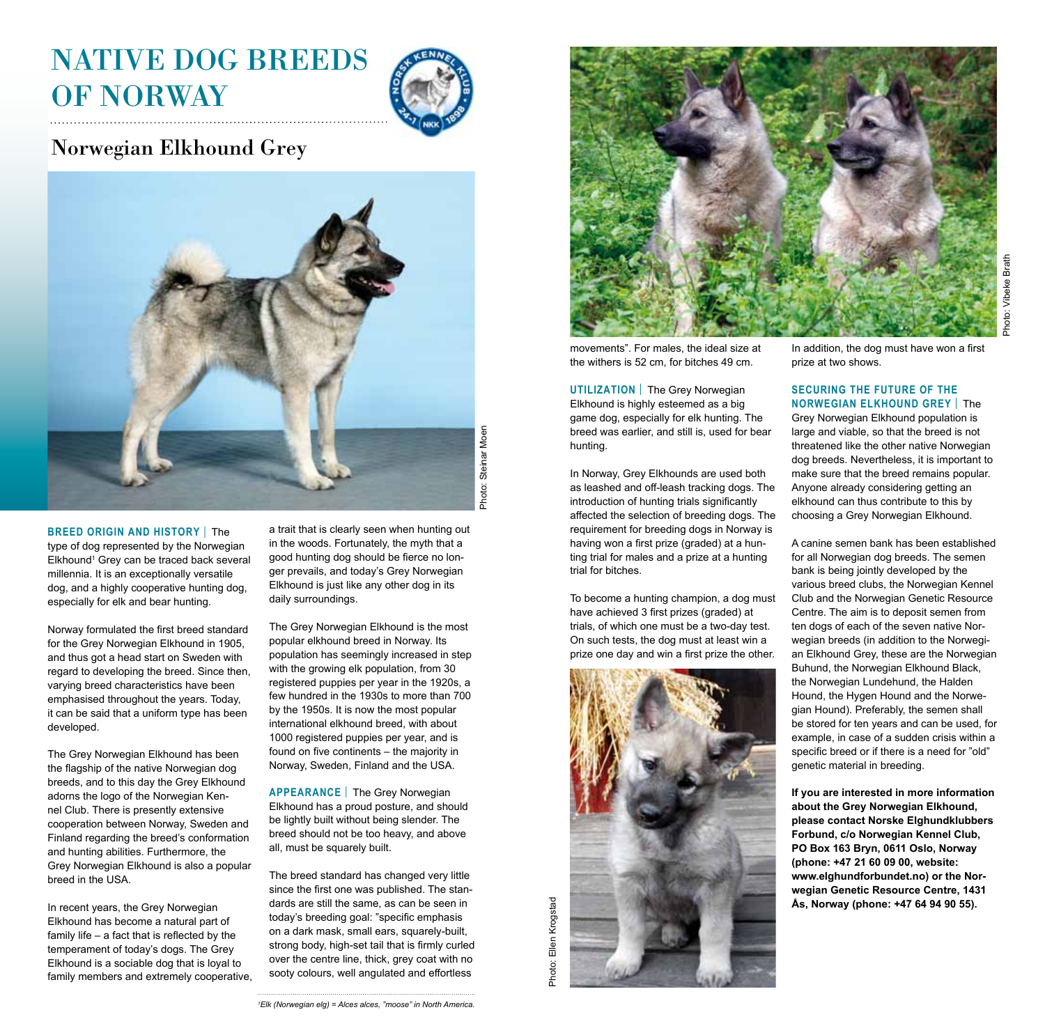# NATIVE DOG BREEDS OF NORWAY

## Norwegian Elkhound Grey

Photo: Steinar Moen

**BREED ORIGIN AND HISTORY** | The type of dog represented by the Norwegian Elkhound[1] Grey can be traced back several millennia. It is an exceptionally versatile dog, and a highly cooperative hunting dog, especially for elk and bear hunting.

Norway formulated the first breed standard for the Grey Norwegian Elkhound in 1905, and thus got a head start on Sweden with regard to developing the breed. Since then, varying breed characteristics have been emphasised throughout the years. Today, it can be said that a uniform type has been developed.

The Grey Norwegian Elkhound has been the flagship of the native Norwegian dog breeds, and to this day the Grey Elkhound adorns the logo of the Norwegian Kennel Club. There is presently extensive cooperation between Norway, Sweden and Finland regarding the breed's conformation and hunting abilities. Furthermore, the Grey Norwegian Elkhound is also a popular breed in the USA.

In recent years, the Grey Norwegian Elkhound has become a natural part of family life – a fact that is reflected by the temperament of today's dogs. The Grey Elkhound is a sociable dog that is loyal to family members and extremely cooperative, a trait that is clearly seen when hunting out in the woods. Fortunately, the myth that a good hunting dog should be fierce no longer prevails, and today's Grey Norwegian Elkhound is just like any other dog in its daily surroundings.

The Grey Norwegian Elkhound is the most popular elkhound breed in Norway. Its population has seemingly increased in step with the growing elk population, from 30 registered puppies per year in the 1920s, a few hundred in the 1930s to more than 700 by the 1950s. It is now the most popular international elkhound breed, with about 1000 registered puppies per year, and is found on five continents – the majority in Norway, Sweden, Finland and the USA.

**APPEARANCE** | The Grey Norwegian Elkhound has a proud posture, and should be lightly built without being slender. The breed should not be too heavy, and above all, must be squarely built.

The breed standard has changed very little since the first one was published. The standards are still the same, as can be seen in today's breeding goal: "specific emphasis on a dark mask, small ears, squarely-built, strong body, high-set tail that is firmly curled over the centre line, thick, grey coat with no sooty colours, well angulated and effortless movements". For males, the ideal size at the withers is 52 cm, for bitches 49 cm.

[1] *Elk (Norwegian elg) = Alces alces, "moose" in North America.*

Photo: Vibeke Brath

**UTILIZATION** | The Grey Norwegian Elkhound is highly esteemed as a big game dog, especially for elk hunting. The breed was earlier, and still is, used for bear hunting.

In Norway, Grey Elkhounds are used both as leashed and off-leash tracking dogs. The introduction of hunting trials significantly affected the selection of breeding dogs. The requirement for breeding dogs in Norway is having won a first prize (graded) at a hunting trial for males and a prize at a hunting trial for bitches.

To become a hunting champion, a dog must have achieved 3 first prizes (graded) at trials, of which one must be a two-day test. On such tests, the dog must at least win a prize one day and win a first prize the other. In addition, the dog must have won a first prize at two shows.

Photo: Ellen Krogstad

**SECURING THE FUTURE OF THE NORWEGIAN ELKHOUND GREY** | The Grey Norwegian Elkhound population is large and viable, so that the breed is not threatened like the other native Norwegian dog breeds. Nevertheless, it is important to make sure that the breed remains popular. Anyone already considering getting an elkhound can thus contribute to this by choosing a Grey Norwegian Elkhound.

A canine semen bank has been established for all Norwegian dog breeds. The semen bank is being jointly developed by the various breed clubs, the Norwegian Kennel Club and the Norwegian Genetic Resource Centre. The aim is to deposit semen from ten dogs of each of the seven native Norwegian breeds (in addition to the Norwegian Elkhound Grey, these are the Norwegian Buhund, the Norwegian Elkhound Black, the Norwegian Lundehund, the Halden Hound, the Hygen Hound and the Norwegian Hound). Preferably, the semen shall be stored for ten years and can be used, for example, in case of a sudden crisis within a specific breed or if there is a need for "old" genetic material in breeding.

**If you are interested in more information about the Grey Norwegian Elkhound, please contact Norske Elghundklubbers Forbund, c/o Norwegian Kennel Club, PO Box 163 Bryn, 0611 Oslo, Norway (phone: +47 21 60 09 00, website: www.elghundforbundet.no) or the Norwegian Genetic Resource Centre, 1431 Ås, Norway (phone: +47 64 94 90 55).**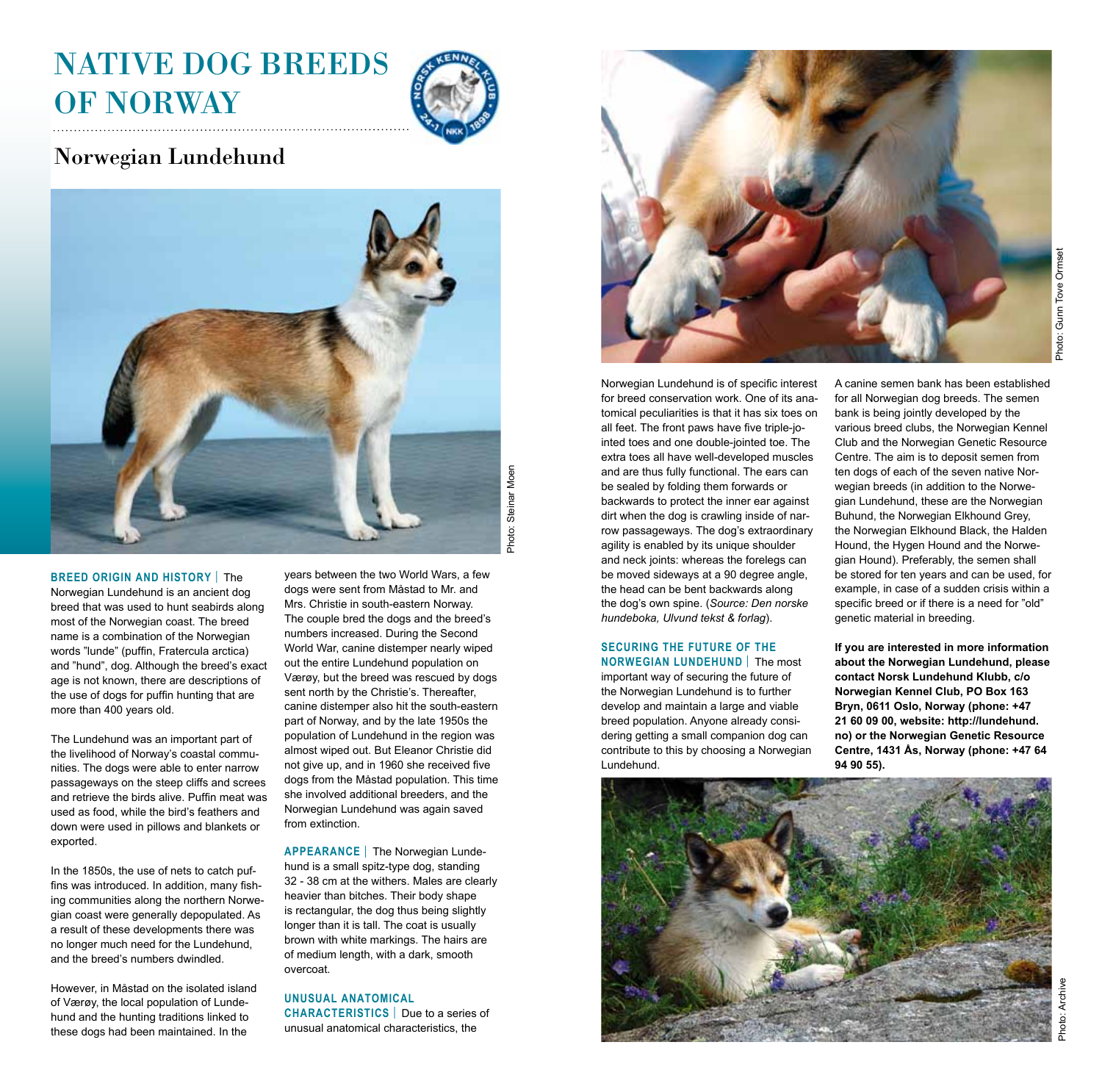# NATIVE DOG BREEDS OF NORWAY

## Norwegian Lundehund

Photo: Steinar Moen

**BREED ORIGIN AND HISTORY** | The Norwegian Lundehund is an ancient dog breed that was used to hunt seabirds along most of the Norwegian coast. The breed name is a combination of the Norwegian words "lunde" (puffin, Fratercula arctica) and "hund", dog. Although the breed's exact age is not known, there are descriptions of the use of dogs for puffin hunting that are more than 400 years old.

The Lundehund was an important part of the livelihood of Norway's coastal communities. The dogs were able to enter narrow passageways on the steep cliffs and screes and retrieve the birds alive. Puffin meat was used as food, while the bird's feathers and down were used in pillows and blankets or exported.

In the 1850s, the use of nets to catch puffins was introduced. In addition, many fishing communities along the northern Norwegian coast were generally depopulated. As a result of these developments there was no longer much need for the Lundehund, and the breed's numbers dwindled.

However, in Måstad on the isolated island of Værøy, the local population of Lundehund and the hunting traditions linked to these dogs had been maintained. In the years between the two World Wars, a few dogs were sent from Måstad to Mr. and Mrs. Christie in south-eastern Norway. The couple bred the dogs and the breed's numbers increased. During the Second World War, canine distemper nearly wiped out the entire Lundehund population on Værøy, but the breed was rescued by dogs sent north by the Christie's. Thereafter, canine distemper also hit the south-eastern part of Norway, and by the late 1950s the population of Lundehund in the region was almost wiped out. But Eleanor Christie did not give up, and in 1960 she received five dogs from the Måstad population. This time she involved additional breeders, and the Norwegian Lundehund was again saved from extinction.

**APPEARANCE** | The Norwegian Lundehund is a small spitz-type dog, standing 32 - 38 cm at the withers. Males are clearly heavier than bitches. Their body shape is rectangular, the dog thus being slightly longer than it is tall. The coat is usually brown with white markings. The hairs are of medium length, with a dark, smooth overcoat.

**UNUSUAL ANATOMICAL CHARACTERISTICS** | Due to a series of unusual anatomical characteristics, the Norwegian Lundehund is of specific interest for breed conservation work. One of its anatomical peculiarities is that it has six toes on all feet. The front paws have five triple-jointed toes and one double-jointed toe. The extra toes all have well-developed muscles and are thus fully functional. The ears can be sealed by folding them forwards or backwards to protect the inner ear against dirt when the dog is crawling inside of narrow passageways. The dog's extraordinary agility is enabled by its unique shoulder and neck joints: whereas the forelegs can be moved sideways at a 90 degree angle, the head can be bent backwards along the dog's own spine. (*Source: Den norske hundeboka, Ulvund tekst & forlag*).

Photo: Gunn Tove Ormset

**SECURING THE FUTURE OF THE NORWEGIAN LUNDEHUND** | The most important way of securing the future of the Norwegian Lundehund is to further develop and maintain a large and viable breed population. Anyone already considering getting a small companion dog can contribute to this by choosing a Norwegian Lundehund.

A canine semen bank has been established for all Norwegian dog breeds. The semen bank is being jointly developed by the various breed clubs, the Norwegian Kennel Club and the Norwegian Genetic Resource Centre. The aim is to deposit semen from ten dogs of each of the seven native Norwegian breeds (in addition to the Norwegian Lundehund, these are the Norwegian Buhund, the Norwegian Elkhound Grey, the Norwegian Elkhound Black, the Halden Hound, the Hygen Hound and the Norwegian Hound). Preferably, the semen shall be stored for ten years and can be used, for example, in case of a sudden crisis within a specific breed or if there is a need for "old" genetic material in breeding.

**If you are interested in more information about the Norwegian Lundehund, please contact Norsk Lundehund Klubb, c/o Norwegian Kennel Club, PO Box 163 Bryn, 0611 Oslo, Norway (phone: +47 21 60 09 00, website: http://lundehund.no) or the Norwegian Genetic Resource Centre, 1431 Ås, Norway (phone: +47 64 94 90 55).**

Photo: Archive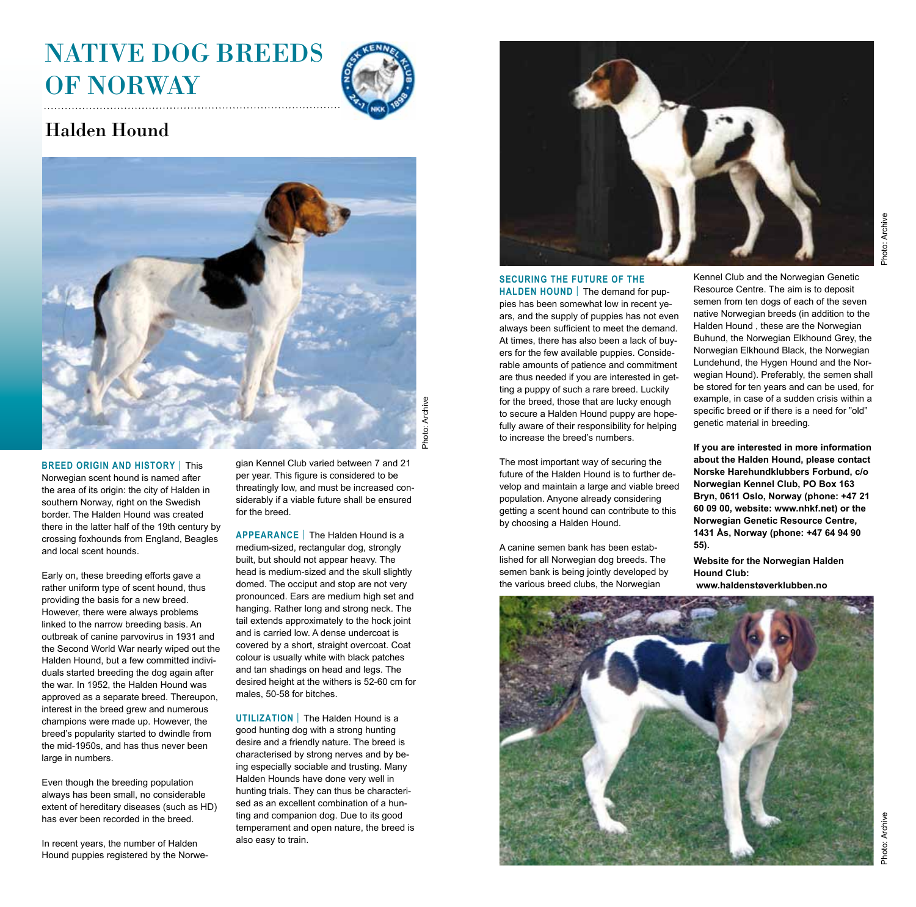# NATIVE DOG BREEDS OF NORWAY

## Halden Hound

Photo: Archive

**BREED ORIGIN AND HISTORY** | This Norwegian scent hound is named after the area of its origin: the city of Halden in southern Norway, right on the Swedish border. The Halden Hound was created there in the latter half of the 19th century by crossing foxhounds from England, Beagles and local scent hounds.

Early on, these breeding efforts gave a rather uniform type of scent hound, thus providing the basis for a new breed. However, there were always problems linked to the narrow breeding basis. An outbreak of canine parvovirus in 1931 and the Second World War nearly wiped out the Halden Hound, but a few committed individuals started breeding the dog again after the war. In 1952, the Halden Hound was approved as a separate breed. Thereupon, interest in the breed grew and numerous champions were made up. However, the breed's popularity started to dwindle from the mid-1950s, and has thus never been large in numbers.

Even though the breeding population always has been small, no considerable extent of hereditary diseases (such as HD) has ever been recorded in the breed.

In recent years, the number of Halden Hound puppies registered by the Norwegian Kennel Club varied between 7 and 21 per year. This figure is considered to be threatingly low, and must be increased considerably if a viable future shall be ensured for the breed.

**APPEARANCE** | The Halden Hound is a medium-sized, rectangular dog, strongly built, but should not appear heavy. The head is medium-sized and the skull slightly domed. The occiput and stop are not very pronounced. Ears are medium high set and hanging. Rather long and strong neck. The tail extends approximately to the hock joint and is carried low. A dense undercoat is covered by a short, straight overcoat. Coat colour is usually white with black patches and tan shadings on head and legs. The desired height at the withers is 52-60 cm for males, 50-58 for bitches.

**UTILIZATION** | The Halden Hound is a good hunting dog with a strong hunting desire and a friendly nature. The breed is characterised by strong nerves and by being especially sociable and trusting. Many Halden Hounds have done very well in hunting trials. They can thus be characterised as an excellent combination of a hunting and companion dog. Due to its good temperament and open nature, the breed is also easy to train.

Photo: Archive

**SECURING THE FUTURE OF THE HALDEN HOUND** | The demand for puppies has been somewhat low in recent years, and the supply of puppies has not even always been sufficient to meet the demand. At times, there has also been a lack of buyers for the few available puppies. Considerable amounts of patience and commitment are thus needed if you are interested in getting a puppy of such a rare breed. Luckily for the breed, those that are lucky enough to secure a Halden Hound puppy are hopefully aware of their responsibility for helping to increase the breed's numbers.

The most important way of securing the future of the Halden Hound is to further develop and maintain a large and viable breed population. Anyone already considering getting a scent hound can contribute to this by choosing a Halden Hound.

A canine semen bank has been established for all Norwegian dog breeds. The semen bank is being jointly developed by the various breed clubs, the Norwegian Kennel Club and the Norwegian Genetic Resource Centre. The aim is to deposit semen from ten dogs of each of the seven native Norwegian breeds (in addition to the Halden Hound , these are the Norwegian Buhund, the Norwegian Elkhound Grey, the Norwegian Elkhound Black, the Norwegian Lundehund, the Hygen Hound and the Norwegian Hound). Preferably, the semen shall be stored for ten years and can be used, for example, in case of a sudden crisis within a specific breed or if there is a need for "old" genetic material in breeding.

**If you are interested in more information about the Halden Hound, please contact Norske Harehundklubbers Forbund, c/o Norwegian Kennel Club, PO Box 163 Bryn, 0611 Oslo, Norway (phone: +47 21 60 09 00, website: www.nhkf.net) or the Norwegian Genetic Resource Centre, 1431 Ås, Norway (phone: +47 64 94 90 55).**

**Website for the Norwegian Halden Hound Club: www.haldenstøverklubben.no**

Photo: Archive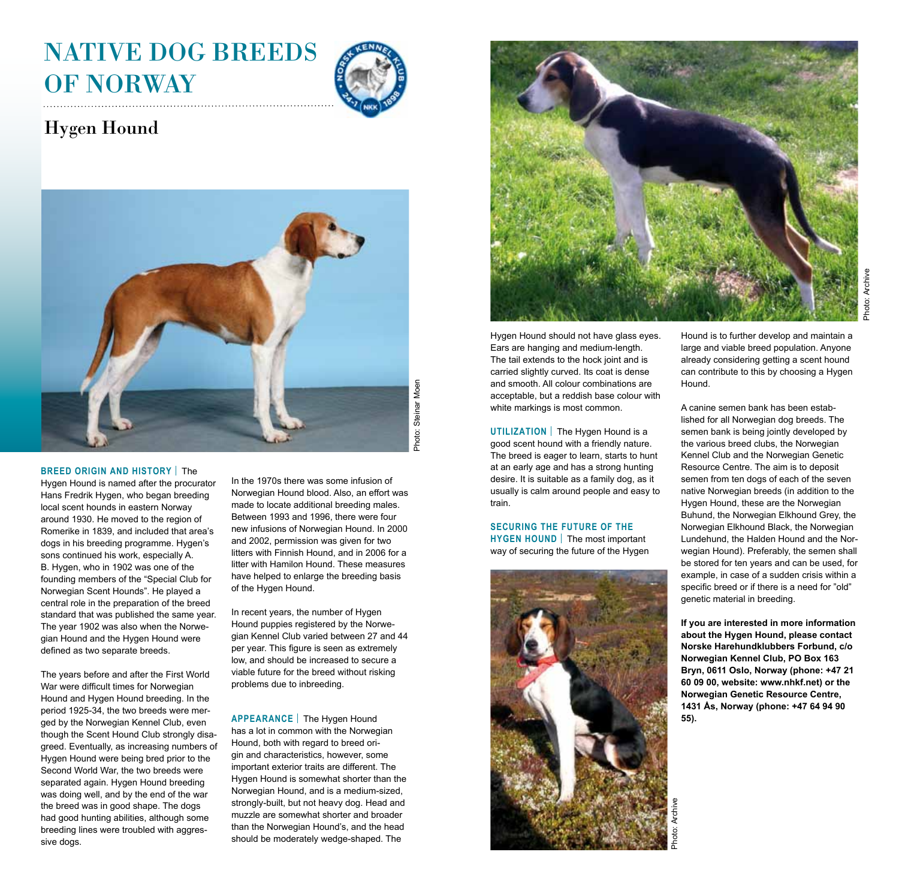# NATIVE DOG BREEDS OF NORWAY

## Hygen Hound

Photo: Steinar Moen

**BREED ORIGIN AND HISTORY** | The Hygen Hound is named after the procurator Hans Fredrik Hygen, who began breeding local scent hounds in eastern Norway around 1930. He moved to the region of Romerike in 1839, and included that area's dogs in his breeding programme. Hygen's sons continued his work, especially A. B. Hygen, who in 1902 was one of the founding members of the "Special Club for Norwegian Scent Hounds". He played a central role in the preparation of the breed standard that was published the same year. The year 1902 was also when the Norwegian Hound and the Hygen Hound were defined as two separate breeds.

The years before and after the First World War were difficult times for Norwegian Hound and Hygen Hound breeding. In the period 1925-34, the two breeds were merged by the Norwegian Kennel Club, even though the Scent Hound Club strongly disagreed. Eventually, as increasing numbers of Hygen Hound were being bred prior to the Second World War, the two breeds were separated again. Hygen Hound breeding was doing well, and by the end of the war the breed was in good shape. The dogs had good hunting abilities, although some breeding lines were troubled with aggressive dogs.

In the 1970s there was some infusion of Norwegian Hound blood. Also, an effort was made to locate additional breeding males. Between 1993 and 1996, there were four new infusions of Norwegian Hound. In 2000 and 2002, permission was given for two litters with Finnish Hound, and in 2006 for a litter with Hamilon Hound. These measures have helped to enlarge the breeding basis of the Hygen Hound.

In recent years, the number of Hygen Hound puppies registered by the Norwegian Kennel Club varied between 27 and 44 per year. This figure is seen as extremely low, and should be increased to secure a viable future for the breed without risking problems due to inbreeding.

**APPEARANCE** | The Hygen Hound has a lot in common with the Norwegian Hound, both with regard to breed origin and characteristics, however, some important exterior traits are different. The Hygen Hound is somewhat shorter than the Norwegian Hound, and is a medium-sized, strongly-built, but not heavy dog. Head and muzzle are somewhat shorter and broader than the Norwegian Hound's, and the head should be moderately wedge-shaped. The Hygen Hound should not have glass eyes. Ears are hanging and medium-length. The tail extends to the hock joint and is carried slightly curved. Its coat is dense and smooth. All colour combinations are acceptable, but a reddish base colour with white markings is most common.

Photo: Archive

**UTILIZATION** | The Hygen Hound is a good scent hound with a friendly nature. The breed is eager to learn, starts to hunt at an early age and has a strong hunting desire. It is suitable as a family dog, as it usually is calm around people and easy to train.

**SECURING THE FUTURE OF THE HYGEN HOUND** | The most important way of securing the future of the Hygen Hound is to further develop and maintain a large and viable breed population. Anyone already considering getting a scent hound can contribute to this by choosing a Hygen Hound.

Photo: Archive

A canine semen bank has been established for all Norwegian dog breeds. The semen bank is being jointly developed by the various breed clubs, the Norwegian Kennel Club and the Norwegian Genetic Resource Centre. The aim is to deposit semen from ten dogs of each of the seven native Norwegian breeds (in addition to the Hygen Hound, these are the Norwegian Buhund, the Norwegian Elkhound Grey, the Norwegian Elkhound Black, the Norwegian Lundehund, the Halden Hound and the Norwegian Hound). Preferably, the semen shall be stored for ten years and can be used, for example, in case of a sudden crisis within a specific breed or if there is a need for "old" genetic material in breeding.

**If you are interested in more information about the Hygen Hound, please contact Norske Harehundklubbers Forbund, c/o Norwegian Kennel Club, PO Box 163 Bryn, 0611 Oslo, Norway (phone: +47 21 60 09 00, website: www.nhkf.net) or the Norwegian Genetic Resource Centre, 1431 Ås, Norway (phone: +47 64 94 90 55).**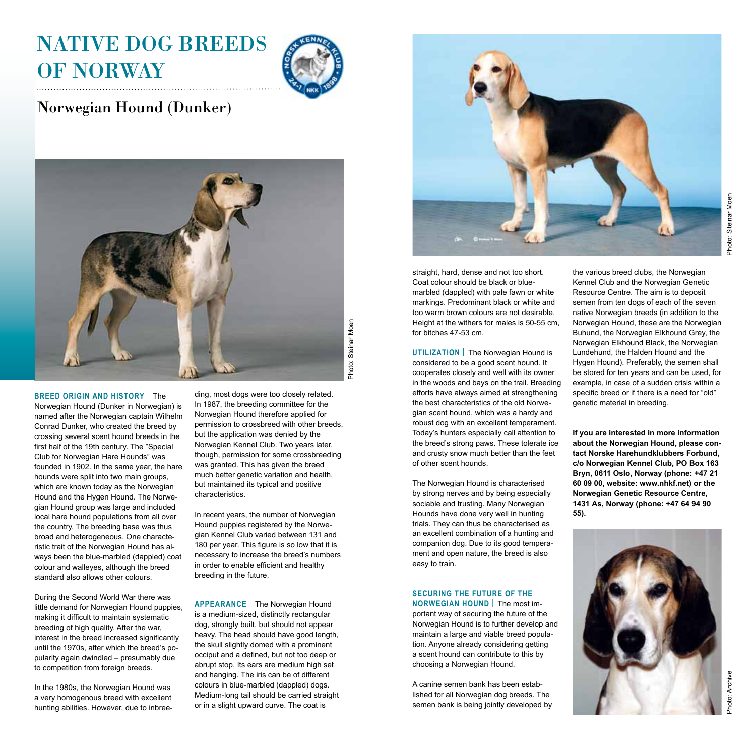# NATIVE DOG BREEDS OF NORWAY

## Norwegian Hound (Dunker)

Photo: Steinar Moen

**BREED ORIGIN AND HISTORY** | The Norwegian Hound (Dunker in Norwegian) is named after the Norwegian captain Wilhelm Conrad Dunker, who created the breed by crossing several scent hound breeds in the first half of the 19th century. The "Special Club for Norwegian Hare Hounds" was founded in 1902. In the same year, the hare hounds were split into two main groups, which are known today as the Norwegian Hound and the Hygen Hound. The Norwegian Hound group was large and included local hare hound populations from all over the country. The breeding base was thus broad and heterogeneous. One characteristic trait of the Norwegian Hound has always been the blue-marbled (dappled) coat colour and walleyes, although the breed standard also allows other colours.

During the Second World War there was little demand for Norwegian Hound puppies, making it difficult to maintain systematic breeding of high quality. After the war, interest in the breed increased significantly until the 1970s, after which the breed's popularity again dwindled – presumably due to competition from foreign breeds.

In the 1980s, the Norwegian Hound was a very homogenous breed with excellent hunting abilities. However, due to inbreeding, most dogs were too closely related. In 1987, the breeding committee for the Norwegian Hound therefore applied for permission to crossbreed with other breeds, but the application was denied by the Norwegian Kennel Club. Two years later, though, permission for some crossbreeding was granted. This has given the breed much better genetic variation and health, but maintained its typical and positive characteristics.

In recent years, the number of Norwegian Hound puppies registered by the Norwegian Kennel Club varied between 131 and 180 per year. This figure is so low that it is necessary to increase the breed's numbers in order to enable efficient and healthy breeding in the future.

**APPEARANCE** | The Norwegian Hound is a medium-sized, distinctly rectangular dog, strongly built, but should not appear heavy. The head should have good length, the skull slightly domed with a prominent occiput and a defined, but not too deep or abrupt stop. Its ears are medium high set and hanging. The iris can be of different colours in blue-marbled (dappled) dogs. Medium-long tail should be carried straight or in a slight upward curve. The coat is straight, hard, dense and not too short. Coat colour should be black or blue-marbled (dappled) with pale fawn or white markings. Predominant black or white and too warm brown colours are not desirable. Height at the withers for males is 50-55 cm, for bitches 47-53 cm.

Photo: Steinar Moen

**UTILIZATION** | The Norwegian Hound is considered to be a good scent hound. It cooperates closely and well with its owner in the woods and bays on the trail. Breeding efforts have always aimed at strengthening the best characteristics of the old Norwegian scent hound, which was a hardy and robust dog with an excellent temperament. Today's hunters especially call attention to the breed's strong paws. These tolerate ice and crusty snow much better than the feet of other scent hounds.

The Norwegian Hound is characterised by strong nerves and by being especially sociable and trusting. Many Norwegian Hounds have done very well in hunting trials. They can thus be characterised as an excellent combination of a hunting and companion dog. Due to its good temperament and open nature, the breed is also easy to train.

**SECURING THE FUTURE OF THE NORWEGIAN HOUND** | The most important way of securing the future of the Norwegian Hound is to further develop and maintain a large and viable breed population. Anyone already considering getting a scent hound can contribute to this by choosing a Norwegian Hound.

A canine semen bank has been established for all Norwegian dog breeds. The semen bank is being jointly developed by the various breed clubs, the Norwegian Kennel Club and the Norwegian Genetic Resource Centre. The aim is to deposit semen from ten dogs of each of the seven native Norwegian breeds (in addition to the Norwegian Hound, these are the Norwegian Buhund, the Norwegian Elkhound Grey, the Norwegian Elkhound Black, the Norwegian Lundehund, the Halden Hound and the Hygen Hound). Preferably, the semen shall be stored for ten years and can be used, for example, in case of a sudden crisis within a specific breed or if there is a need for "old" genetic material in breeding.

**If you are interested in more information about the Norwegian Hound, please contact Norske Harehundklubbers Forbund, c/o Norwegian Kennel Club, PO Box 163 Bryn, 0611 Oslo, Norway (phone: +47 21 60 09 00, website: www.nhkf.net) or the Norwegian Genetic Resource Centre, 1431 Ås, Norway (phone: +47 64 94 90 55).**

Photo: Archive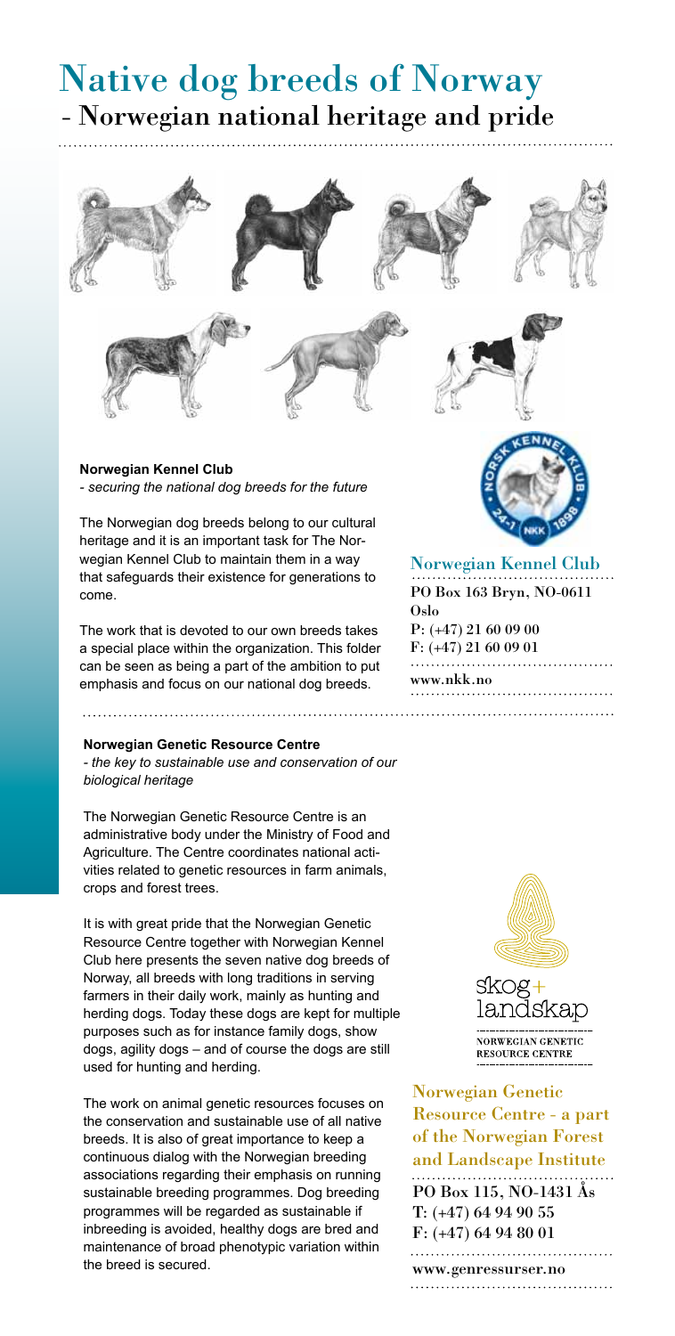# Native dog breeds of Norway

## - Norwegian national heritage and pride

**Norwegian Kennel Club**

*- securing the national dog breeds for the future*

The Norwegian dog breeds belong to our cultural heritage and it is an important task for The Norwegian Kennel Club to maintain them in a way that safeguards their existence for generations to come.

The work that is devoted to our own breeds takes a special place within the organization. This folder can be seen as being a part of the ambition to put emphasis and focus on our national dog breeds.

### Norwegian Kennel Club

PO Box 163 Bryn, NO-0611 Oslo
P: (+47) 21 60 09 00
F: (+47) 21 60 09 01

www.nkk.no

**Norwegian Genetic Resource Centre**

*- the key to sustainable use and conservation of our biological heritage*

The Norwegian Genetic Resource Centre is an administrative body under the Ministry of Food and Agriculture. The Centre coordinates national activities related to genetic resources in farm animals, crops and forest trees.

It is with great pride that the Norwegian Genetic Resource Centre together with Norwegian Kennel Club here presents the seven native dog breeds of Norway, all breeds with long traditions in serving farmers in their daily work, mainly as hunting and herding dogs. Today these dogs are kept for multiple purposes such as for instance family dogs, show dogs, agility dogs – and of course the dogs are still used for hunting and herding.

The work on animal genetic resources focuses on the conservation and sustainable use of all native breeds. It is also of great importance to keep a continuous dialog with the Norwegian breeding associations regarding their emphasis on running sustainable breeding programmes. Dog breeding programmes will be regarded as sustainable if inbreeding is avoided, healthy dogs are bred and maintenance of broad phenotypic variation within the breed is secured.

skog+ landskap

NORWEGIAN GENETIC RESOURCE CENTRE

### Norwegian Genetic Resource Centre - a part of the Norwegian Forest and Landscape Institute

PO Box 115, NO-1431 Ås
T: (+47) 64 94 90 55
F: (+47) 64 94 80 01

www.genressurser.no